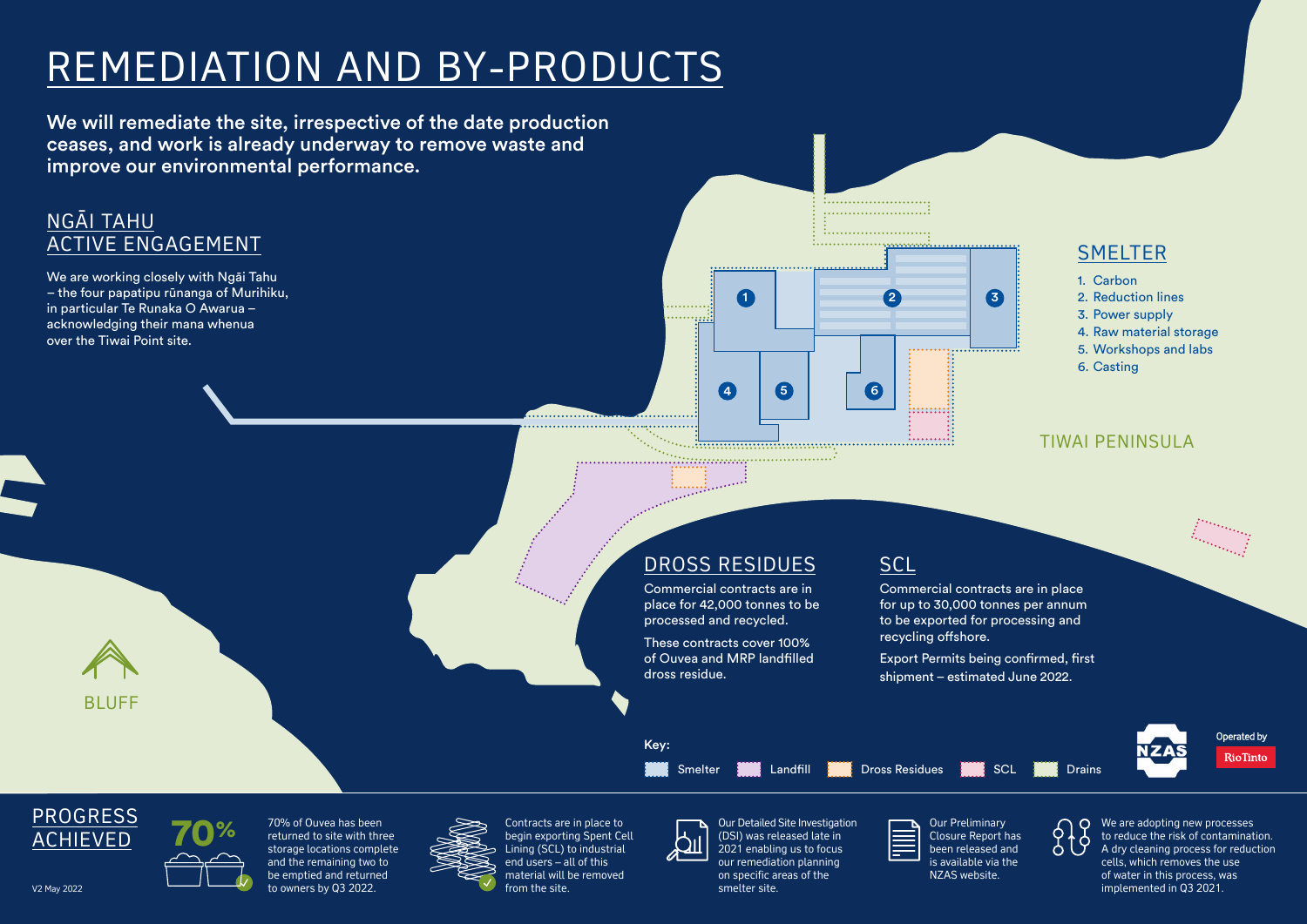# REMEDIATION AND BY-PRODUCTS

**We will remediate the site, irrespective of the date production ceases, and work is already underway to remove waste and improve our environmental performance.**

## NGĀI TAHU ACTIVE ENGAGEMENT

We are working closely with Ngāi Tahu – the four papatipu rūnanga of Murihiku, in particular Te Runaka O Awarua – acknowledging their mana whenua over the Tiwai Point site.

## SMELTER

1. Carbon
2. Reduction lines
3. Power supply
4. Raw material storage
5. Workshops and labs
6. Casting

TIWAI PENINSULA

BLUFF

## DROSS RESIDUES

Commercial contracts are in place for 42,000 tonnes to be processed and recycled.

These contracts cover 100% of Ouvea and MRP landfilled dross residue.

## SCL

Commercial contracts are in place for up to 30,000 tonnes per annum to be exported for processing and recycling offshore.

Export Permits being confirmed, first shipment – estimated June 2022.

Key: Smelter, Landfill, Dross Residues, SCL, Drains

NZAS

Operated by Rio Tinto

## PROGRESS ACHIEVED

V2 May 2022

**70%**

70% of Ouvea has been returned to site with three storage locations complete and the remaining two to be emptied and returned to owners by Q3 2022.

Contracts are in place to begin exporting Spent Cell Lining (SCL) to industrial end users – all of this material will be removed from the site.

Our Detailed Site Investigation (DSI) was released late in 2021 enabling us to focus our remediation planning on specific areas of the smelter site.

Our Preliminary Closure Report has been released and is available via the NZAS website.

We are adopting new processes to reduce the risk of contamination. A dry cleaning process for reduction cells, which removes the use of water in this process, was implemented in Q3 2021.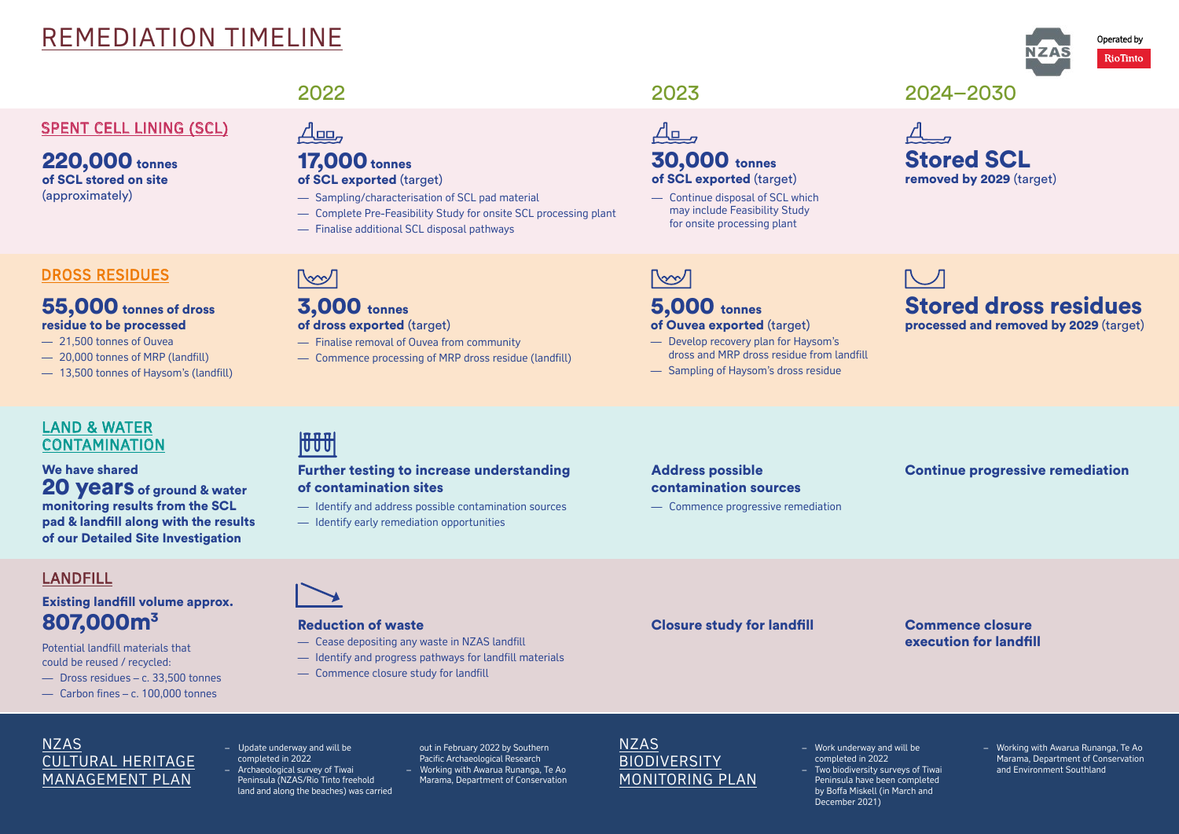# REMEDIATION TIMELINE

Operated by Rio Tinto

## SPENT CELL LINING (SCL)

**220,000 tonnes of SCL stored on site** (approximately)

### 2022

**17,000 tonnes of SCL exported** (target)

- Sampling/characterisation of SCL pad material
- Complete Pre-Feasibility Study for onsite SCL processing plant
- Finalise additional SCL disposal pathways

### 2023

**30,000 tonnes of SCL exported** (target)

- Continue disposal of SCL which may include Feasibility Study for onsite processing plant

### 2024–2030

**Stored SCL removed by 2029** (target)

## DROSS RESIDUES

**55,000 tonnes of dross residue to be processed**

- 21,500 tonnes of Ouvea
- 20,000 tonnes of MRP (landfill)
- 13,500 tonnes of Haysom's (landfill)

### 2022

**3,000 tonnes of dross exported** (target)

- Finalise removal of Ouvea from community
- Commence processing of MRP dross residue (landfill)

### 2023

**5,000 tonnes of Ouvea exported** (target)

- Develop recovery plan for Haysom's dross and MRP dross residue from landfill
- Sampling of Haysom's dross residue

### 2024–2030

**Stored dross residues processed and removed by 2029** (target)

## LAND & WATER CONTAMINATION

**We have shared 20 years of ground & water monitoring results from the SCL pad & landfill along with the results of our Detailed Site Investigation**

### 2022

**Further testing to increase understanding of contamination sites**

- Identify and address possible contamination sources
- Identify early remediation opportunities

### 2023

**Address possible contamination sources**

- Commence progressive remediation

### 2024–2030

**Continue progressive remediation**

## LANDFILL

**Existing landfill volume approx. 807,000m$^3$**

Potential landfill materials that could be reused / recycled:

- Dross residues – c. 33,500 tonnes
- Carbon fines – c. 100,000 tonnes

### 2022

**Reduction of waste**

- Cease depositing any waste in NZAS landfill
- Identify and progress pathways for landfill materials
- Commence closure study for landfill

### 2023

**Closure study for landfill**

### 2024–2030

**Commence closure execution for landfill**

## NZAS CULTURAL HERITAGE MANAGEMENT PLAN

- Update underway and will be completed in 2022
- Archaeological survey of Tiwai Peninsula (NZAS/Rio Tinto freehold land and along the beaches) was carried out in February 2022 by Southern Pacific Archaeological Research
- Working with Awarua Runanga, Te Ao Marama, Department of Conservation

## NZAS BIODIVERSITY MONITORING PLAN

- Work underway and will be completed in 2022
- Two biodiversity surveys of Tiwai Peninsula have been completed by Boffa Miskell (in March and December 2021)
- Working with Awarua Runanga, Te Ao Marama, Department of Conservation and Environment Southland